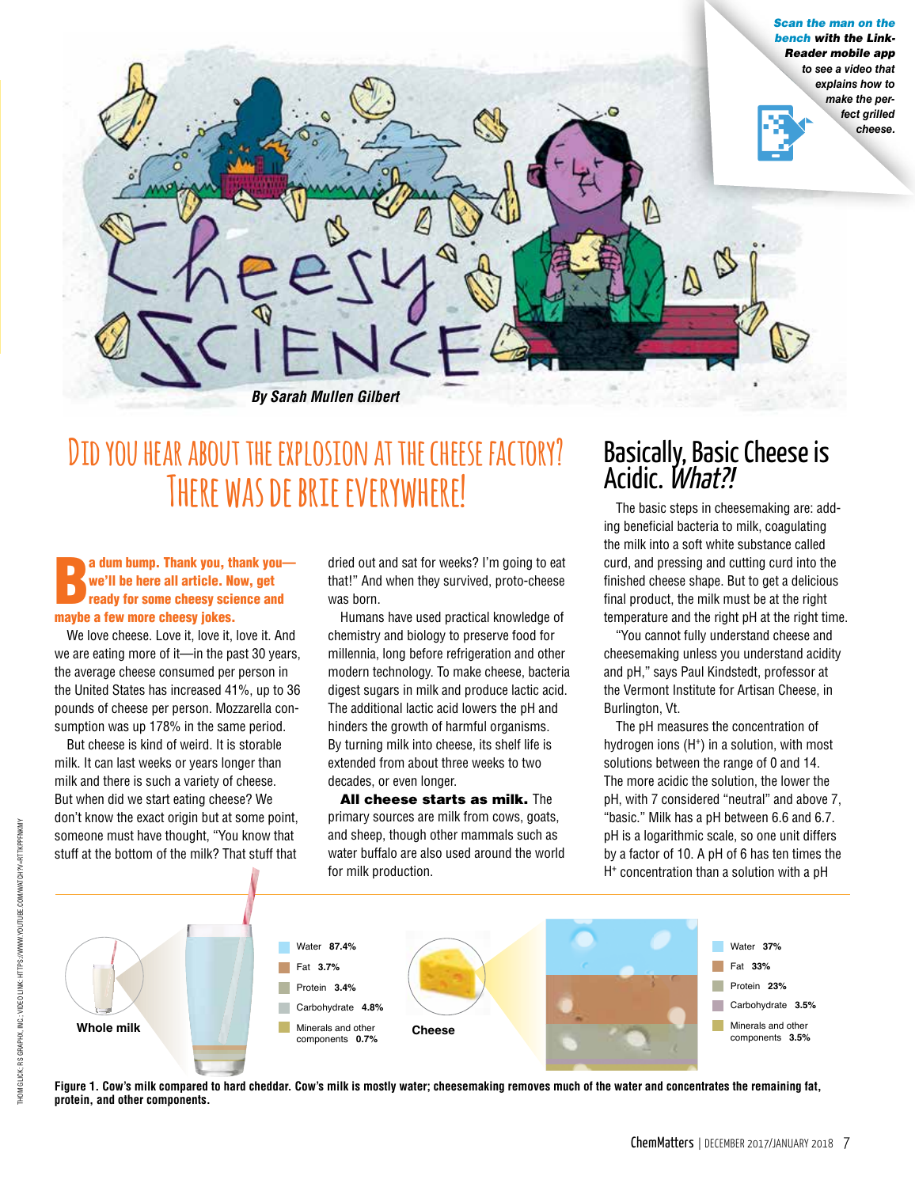# Cheesy Science

*Scan the man on the bench with the Link-Reader mobile app to see a video that explains how to make the perfect grilled cheese.*

**By Sarah Mullen Gilbert**

## Did you hear about the explosion at the cheese factory? There was de brie everywhere!

**Ba dum bump. Thank you, thank you—we'll be here all article. Now, get ready for some cheesy science and maybe a few more cheesy jokes.**

We love cheese. Love it, love it, love it. And we are eating more of it—in the past 30 years, the average cheese consumed per person in the United States has increased 41%, up to 36 pounds of cheese per person. Mozzarella consumption was up 178% in the same period.

But cheese is kind of weird. It is storable milk. It can last weeks or years longer than milk and there is such a variety of cheese. But when did we start eating cheese? We don't know the exact origin but at some point, someone must have thought, "You know that stuff at the bottom of the milk? That stuff that dried out and sat for weeks? I'm going to eat that!" And when they survived, proto-cheese was born.

Humans have used practical knowledge of chemistry and biology to preserve food for millennia, long before refrigeration and other modern technology. To make cheese, bacteria digest sugars in milk and produce lactic acid. The additional lactic acid lowers the pH and hinders the growth of harmful organisms. By turning milk into cheese, its shelf life is extended from about three weeks to two decades, or even longer.

**All cheese starts as milk.** The primary sources are milk from cows, goats, and sheep, though other mammals such as water buffalo are also used around the world for milk production.

## Basically, Basic Cheese is Acidic. *What?!*

The basic steps in cheesemaking are: adding beneficial bacteria to milk, coagulating the milk into a soft white substance called curd, and pressing and cutting curd into the finished cheese shape. But to get a delicious final product, the milk must be at the right temperature and the right pH at the right time.

"You cannot fully understand cheese and cheesemaking unless you understand acidity and pH," says Paul Kindstedt, professor at the Vermont Institute for Artisan Cheese, in Burlington, Vt.

The pH measures the concentration of hydrogen ions ($H^+$) in a solution, with most solutions between the range of 0 and 14. The more acidic the solution, the lower the pH, with 7 considered "neutral" and above 7, "basic." Milk has a pH between 6.6 and 6.7. pH is a logarithmic scale, so one unit differs by a factor of 10. A pH of 6 has ten times the $H^+$ concentration than a solution with a pH

| Whole milk | | Cheese | |
|---|---|---|---|
| Water | 87.4% | Water | 37% |
| Fat | 3.7% | Fat | 33% |
| Protein | 3.4% | Protein | 23% |
| Carbohydrate | 4.8% | Carbohydrate | 3.5% |
| Minerals and other components | 0.7% | Minerals and other components | 3.5% |

**Figure 1. Cow's milk compared to hard cheddar. Cow's milk is mostly water; cheesemaking removes much of the water and concentrates the remaining fat, protein, and other components.**

THOM GLICK; RS GRAPHX, INC.; VIDEO LINK: HTTPS://WWW.YOUTUBE.COM/WATCH?V=RTTKPFMKMY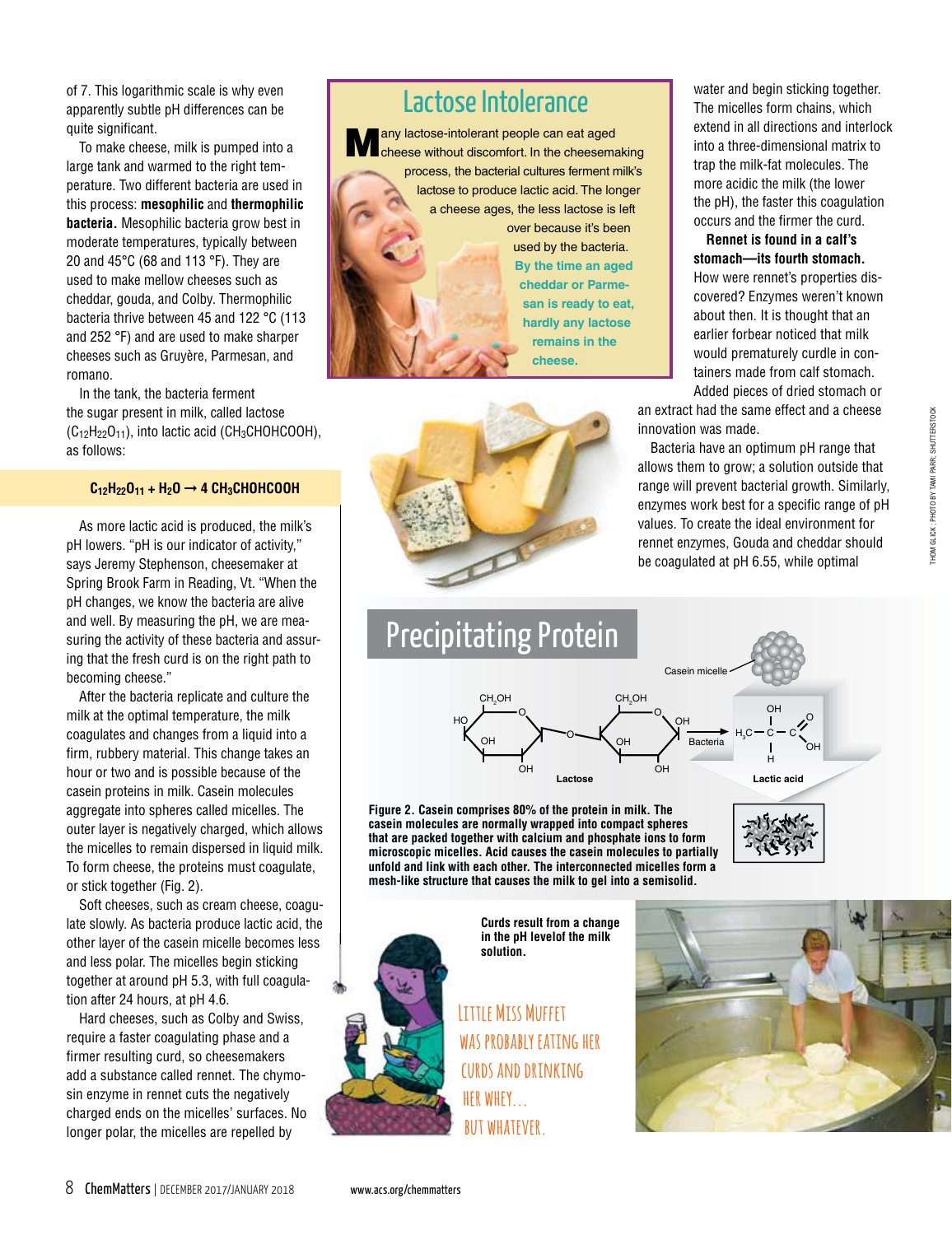of 7. This logarithmic scale is why even apparently subtle pH differences can be quite significant.

To make cheese, milk is pumped into a large tank and warmed to the right temperature. Two different bacteria are used in this process: **mesophilic** and **thermophilic bacteria.** Mesophilic bacteria grow best in moderate temperatures, typically between 20 and 45°C (68 and 113 °F). They are used to make mellow cheeses such as cheddar, gouda, and Colby. Thermophilic bacteria thrive between 45 and 122 °C (113 and 252 °F) and are used to make sharper cheeses such as Gruyère, Parmesan, and romano.

In the tank, the bacteria ferment the sugar present in milk, called lactose ($C_{12}H_{22}O_{11}$), into lactic acid ($CH_3CHOHCOOH$), as follows:

$$C_{12}H_{22}O_{11} + H_2O \rightarrow 4\ CH_3CHOHCOOH$$

As more lactic acid is produced, the milk's pH lowers. "pH is our indicator of activity," says Jeremy Stephenson, cheesemaker at Spring Brook Farm in Reading, Vt. "When the pH changes, we know the bacteria are alive and well. By measuring the pH, we are measuring the activity of these bacteria and assuring that the fresh curd is on the right path to becoming cheese."

After the bacteria replicate and culture the milk at the optimal temperature, the milk coagulates and changes from a liquid into a firm, rubbery material. This change takes an hour or two and is possible because of the casein proteins in milk. Casein molecules aggregate into spheres called micelles. The outer layer is negatively charged, which allows the micelles to remain dispersed in liquid milk. To form cheese, the proteins must coagulate, or stick together (Fig. 2).

Soft cheeses, such as cream cheese, coagulate slowly. As bacteria produce lactic acid, the other layer of the casein micelle becomes less and less polar. The micelles begin sticking together at around pH 5.3, with full coagulation after 24 hours, at pH 4.6.

Hard cheeses, such as Colby and Swiss, require a faster coagulating phase and a firmer resulting curd, so cheesemakers add a substance called rennet. The chymosin enzyme in rennet cuts the negatively charged ends on the micelles' surfaces. No longer polar, the micelles are repelled by water and begin sticking together. The micelles form chains, which extend in all directions and interlock into a three-dimensional matrix to trap the milk-fat molecules. The more acidic the milk (the lower the pH), the faster this coagulation occurs and the firmer the curd.

**Rennet is found in a calf's stomach—its fourth stomach.** How were rennet's properties discovered? Enzymes weren't known about then. It is thought that an earlier forbear noticed that milk would prematurely curdle in containers made from calf stomach. Added pieces of dried stomach or an extract had the same effect and a cheese innovation was made.

Bacteria have an optimum pH range that allows them to grow; a solution outside that range will prevent bacterial growth. Similarly, enzymes work best for a specific range of pH values. To create the ideal environment for rennet enzymes, Gouda and cheddar should be coagulated at pH 6.55, while optimal

## Lactose Intolerance

Many lactose-intolerant people can eat aged cheese without discomfort. In the cheesemaking process, the bacterial cultures ferment milk's lactose to produce lactic acid. The longer a cheese ages, the less lactose is left over because it's been used by the bacteria. **By the time an aged cheddar or Parmesan is ready to eat, hardly any lactose remains in the cheese.**

## Precipitating Protein

Casein micelle

Lactose → (Bacteria) → Lactic acid

**Figure 2. Casein comprises 80% of the protein in milk. The casein molecules are normally wrapped into compact spheres that are packed together with calcium and phosphate ions to form microscopic micelles. Acid causes the casein molecules to partially unfold and link with each other. The interconnected micelles form a mesh-like structure that causes the milk to gel into a semisolid.**

**Curds result from a change in the pH levelof the milk solution.**

Little Miss Muffet was probably eating her curds and drinking her whey… but whatever.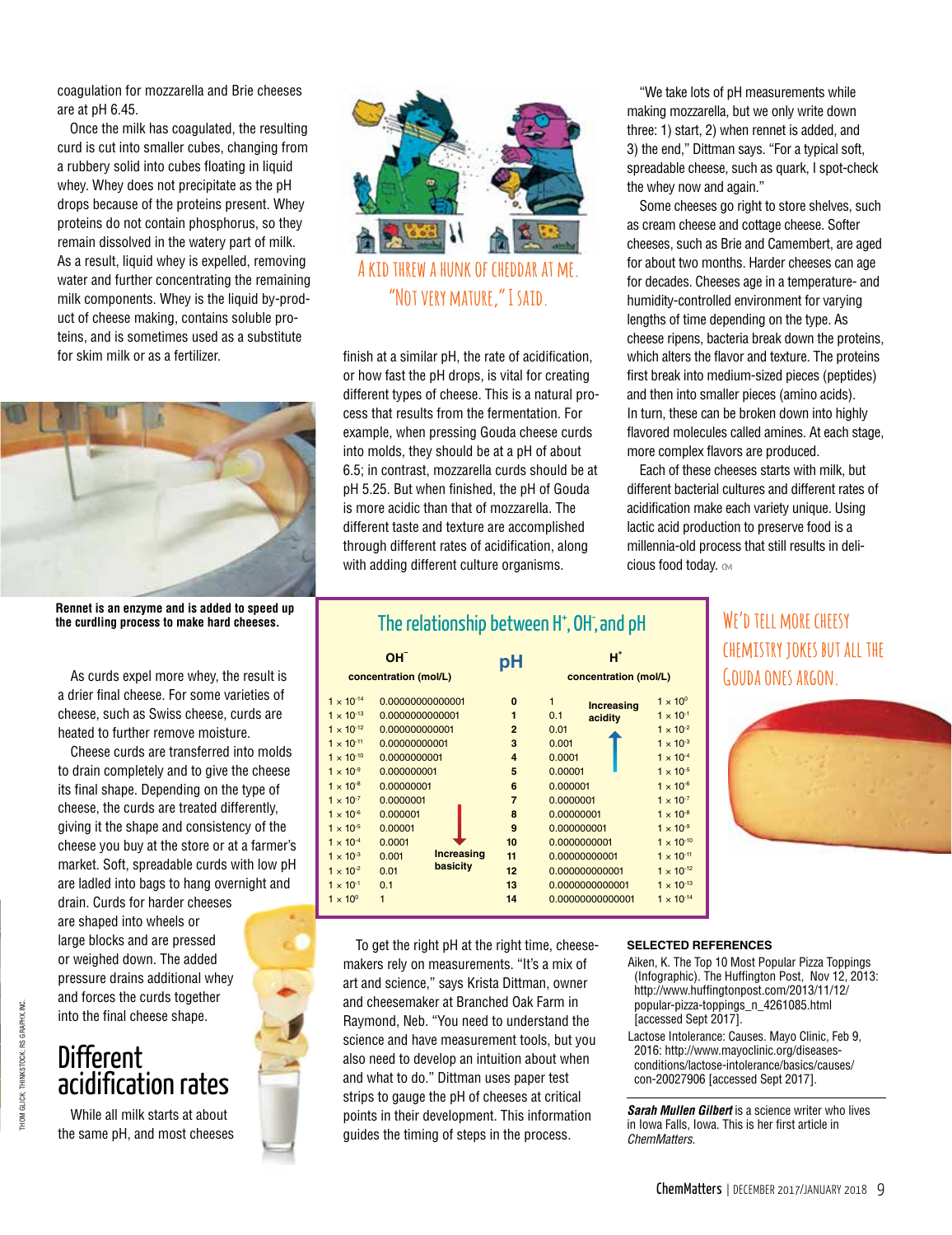coagulation for mozzarella and Brie cheeses are at pH 6.45.

Once the milk has coagulated, the resulting curd is cut into smaller cubes, changing from a rubbery solid into cubes floating in liquid whey. Whey does not precipitate as the pH drops because of the proteins present. Whey proteins do not contain phosphorus, so they remain dissolved in the watery part of milk. As a result, liquid whey is expelled, removing water and further concentrating the remaining milk components. Whey is the liquid by-product of cheese making, contains soluble proteins, and is sometimes used as a substitute for skim milk or as a fertilizer.

**Rennet is an enzyme and is added to speed up the curdling process to make hard cheeses.**

As curds expel more whey, the result is a drier final cheese. For some varieties of cheese, such as Swiss cheese, curds are heated to further remove moisture.

Cheese curds are transferred into molds to drain completely and to give the cheese its final shape. Depending on the type of cheese, the curds are treated differently, giving it the shape and consistency of the cheese you buy at the store or at a farmer's market. Soft, spreadable curds with low pH are ladled into bags to hang overnight and drain. Curds for harder cheeses are shaped into wheels or large blocks and are pressed or weighed down. The added pressure drains additional whey and forces the curds together into the final cheese shape.

## Different acidification rates

While all milk starts at about the same pH, and most cheeses finish at a similar pH, the rate of acidification, or how fast the pH drops, is vital for creating different types of cheese. This is a natural process that results from the fermentation. For example, when pressing Gouda cheese curds into molds, they should be at a pH of about 6.5; in contrast, mozzarella curds should be at pH 5.25. But when finished, the pH of Gouda is more acidic than that of mozzarella. The different taste and texture are accomplished through different rates of acidification, along with adding different culture organisms.

A KID THREW A HUNK OF CHEDDAR AT ME. "NOT VERY MATURE," I SAID.

"We take lots of pH measurements while making mozzarella, but we only write down three: 1) start, 2) when rennet is added, and 3) the end," Dittman says. "For a typical soft, spreadable cheese, such as quark, I spot-check the whey now and again."

Some cheeses go right to store shelves, such as cream cheese and cottage cheese. Softer cheeses, such as Brie and Camembert, are aged for about two months. Harder cheeses can age for decades. Cheeses age in a temperature- and humidity-controlled environment for varying lengths of time depending on the type. As cheese ripens, bacteria break down the proteins, which alters the flavor and texture. The proteins first break into medium-sized pieces (peptides) and then into smaller pieces (amino acids). In turn, these can be broken down into highly flavored molecules called amines. At each stage, more complex flavors are produced.

Each of these cheeses starts with milk, but different bacterial cultures and different rates of acidification make each variety unique. Using lactic acid production to preserve food is a millennia-old process that still results in delicious food today.

### The relationship between $H^+$, $OH^-$, and pH

| $OH^-$ concentration (mol/L) | | pH | $H^+$ concentration (mol/L) | |
|---|---|---|---|---|
| $1 \times 10^{-14}$ | 0.00000000000001 | 0 | 1 | $1 \times 10^{0}$ |
| $1 \times 10^{-13}$ | 0.0000000000001 | 1 | 0.1 | $1 \times 10^{-1}$ |
| $1 \times 10^{-12}$ | 0.000000000001 | 2 | 0.01 | $1 \times 10^{-2}$ |
| $1 \times 10^{-11}$ | 0.00000000001 | 3 | 0.001 | $1 \times 10^{-3}$ |
| $1 \times 10^{-10}$ | 0.0000000001 | 4 | 0.0001 | $1 \times 10^{-4}$ |
| $1 \times 10^{-9}$ | 0.000000001 | 5 | 0.00001 | $1 \times 10^{-5}$ |
| $1 \times 10^{-8}$ | 0.00000001 | 6 | 0.000001 | $1 \times 10^{-6}$ |
| $1 \times 10^{-7}$ | 0.0000001 | 7 | 0.0000001 | $1 \times 10^{-7}$ |
| $1 \times 10^{-6}$ | 0.000001 | 8 | 0.00000001 | $1 \times 10^{-8}$ |
| $1 \times 10^{-5}$ | 0.00001 | 9 | 0.000000001 | $1 \times 10^{-9}$ |
| $1 \times 10^{-4}$ | 0.0001 | 10 | 0.0000000001 | $1 \times 10^{-10}$ |
| $1 \times 10^{-3}$ | 0.001 | 11 | 0.00000000001 | $1 \times 10^{-11}$ |
| $1 \times 10^{-2}$ | 0.01 | 12 | 0.000000000001 | $1 \times 10^{-12}$ |
| $1 \times 10^{-1}$ | 0.1 | 13 | 0.0000000000001 | $1 \times 10^{-13}$ |
| $1 \times 10^{0}$ | 1 | 14 | 0.00000000000001 | $1 \times 10^{-14}$ |

Increasing acidity (↑ toward pH 0)

Increasing basicity (↓ toward pH 14)

WE'D TELL MORE CHEESY CHEMISTRY JOKES BUT ALL THE GOUDA ONES ARGON.

To get the right pH at the right time, cheesemakers rely on measurements. "It's a mix of art and science," says Krista Dittman, owner and cheesemaker at Branched Oak Farm in Raymond, Neb. "You need to understand the science and have measurement tools, but you also need to develop an intuition about when and what to do." Dittman uses paper test strips to gauge the pH of cheeses at critical points in their development. This information guides the timing of steps in the process.

### SELECTED REFERENCES

Aiken, K. The Top 10 Most Popular Pizza Toppings (Infographic). The Huffington Post, Nov 12, 2013: http://www.huffingtonpost.com/2013/11/12/popular-pizza-toppings_n_4261085.html [accessed Sept 2017].

Lactose Intolerance: Causes. Mayo Clinic, Feb 9, 2016: http://www.mayoclinic.org/diseases-conditions/lactose-intolerance/basics/causes/con-20027906 [accessed Sept 2017].

***Sarah Mullen Gilbert*** is a science writer who lives in Iowa Falls, Iowa. This is her first article in *ChemMatters*.